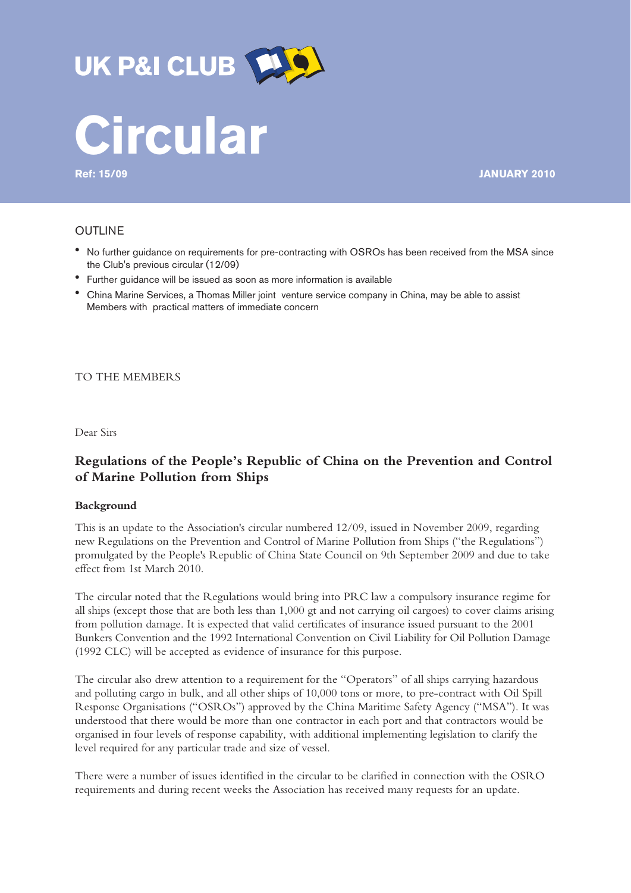UK P&I CLUB

# Circular

**Ref: 15/09** **JANUARY 2010**

## OUTLINE

- No further guidance on requirements for pre-contracting with OSROs has been received from the MSA since the Club's previous circular (12/09)
- Further guidance will be issued as soon as more information is available
- China Marine Services, a Thomas Miller joint venture service company in China, may be able to assist Members with practical matters of immediate concern

TO THE MEMBERS

Dear Sirs

## Regulations of the People's Republic of China on the Prevention and Control of Marine Pollution from Ships

### Background

This is an update to the Association's circular numbered 12/09, issued in November 2009, regarding new Regulations on the Prevention and Control of Marine Pollution from Ships ("the Regulations") promulgated by the People's Republic of China State Council on 9th September 2009 and due to take effect from 1st March 2010.

The circular noted that the Regulations would bring into PRC law a compulsory insurance regime for all ships (except those that are both less than 1,000 gt and not carrying oil cargoes) to cover claims arising from pollution damage. It is expected that valid certificates of insurance issued pursuant to the 2001 Bunkers Convention and the 1992 International Convention on Civil Liability for Oil Pollution Damage (1992 CLC) will be accepted as evidence of insurance for this purpose.

The circular also drew attention to a requirement for the "Operators" of all ships carrying hazardous and polluting cargo in bulk, and all other ships of 10,000 tons or more, to pre-contract with Oil Spill Response Organisations ("OSROs") approved by the China Maritime Safety Agency ("MSA"). It was understood that there would be more than one contractor in each port and that contractors would be organised in four levels of response capability, with additional implementing legislation to clarify the level required for any particular trade and size of vessel.

There were a number of issues identified in the circular to be clarified in connection with the OSRO requirements and during recent weeks the Association has received many requests for an update.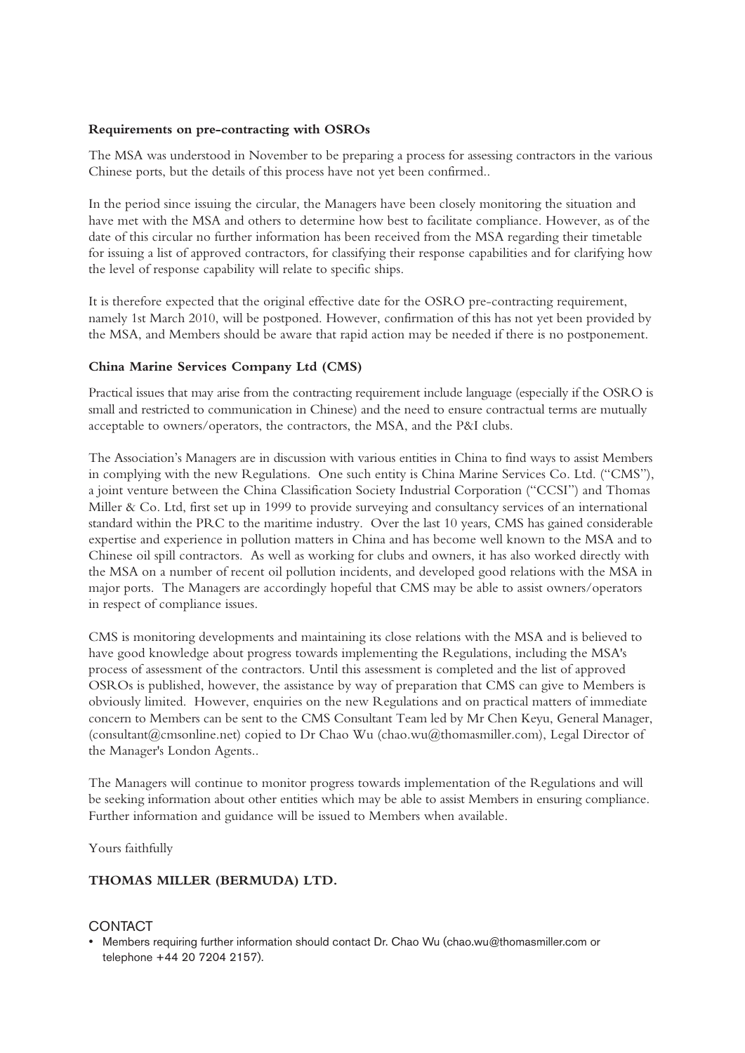**Requirements on pre-contracting with OSROs**

The MSA was understood in November to be preparing a process for assessing contractors in the various Chinese ports, but the details of this process have not yet been confirmed..

In the period since issuing the circular, the Managers have been closely monitoring the situation and have met with the MSA and others to determine how best to facilitate compliance. However, as of the date of this circular no further information has been received from the MSA regarding their timetable for issuing a list of approved contractors, for classifying their response capabilities and for clarifying how the level of response capability will relate to specific ships.

It is therefore expected that the original effective date for the OSRO pre-contracting requirement, namely 1st March 2010, will be postponed. However, confirmation of this has not yet been provided by the MSA, and Members should be aware that rapid action may be needed if there is no postponement.

**China Marine Services Company Ltd (CMS)**

Practical issues that may arise from the contracting requirement include language (especially if the OSRO is small and restricted to communication in Chinese) and the need to ensure contractual terms are mutually acceptable to owners/operators, the contractors, the MSA, and the P&I clubs.

The Association's Managers are in discussion with various entities in China to find ways to assist Members in complying with the new Regulations. One such entity is China Marine Services Co. Ltd. ("CMS"), a joint venture between the China Classification Society Industrial Corporation ("CCSI") and Thomas Miller & Co. Ltd, first set up in 1999 to provide surveying and consultancy services of an international standard within the PRC to the maritime industry. Over the last 10 years, CMS has gained considerable expertise and experience in pollution matters in China and has become well known to the MSA and to Chinese oil spill contractors. As well as working for clubs and owners, it has also worked directly with the MSA on a number of recent oil pollution incidents, and developed good relations with the MSA in major ports. The Managers are accordingly hopeful that CMS may be able to assist owners/operators in respect of compliance issues.

CMS is monitoring developments and maintaining its close relations with the MSA and is believed to have good knowledge about progress towards implementing the Regulations, including the MSA's process of assessment of the contractors. Until this assessment is completed and the list of approved OSROs is published, however, the assistance by way of preparation that CMS can give to Members is obviously limited. However, enquiries on the new Regulations and on practical matters of immediate concern to Members can be sent to the CMS Consultant Team led by Mr Chen Keyu, General Manager, (consultant@cmsonline.net) copied to Dr Chao Wu (chao.wu@thomasmiller.com), Legal Director of the Manager's London Agents..

The Managers will continue to monitor progress towards implementation of the Regulations and will be seeking information about other entities which may be able to assist Members in ensuring compliance. Further information and guidance will be issued to Members when available.

Yours faithfully

**THOMAS MILLER (BERMUDA) LTD.**

CONTACT

- Members requiring further information should contact Dr. Chao Wu (chao.wu@thomasmiller.com or telephone +44 20 7204 2157).